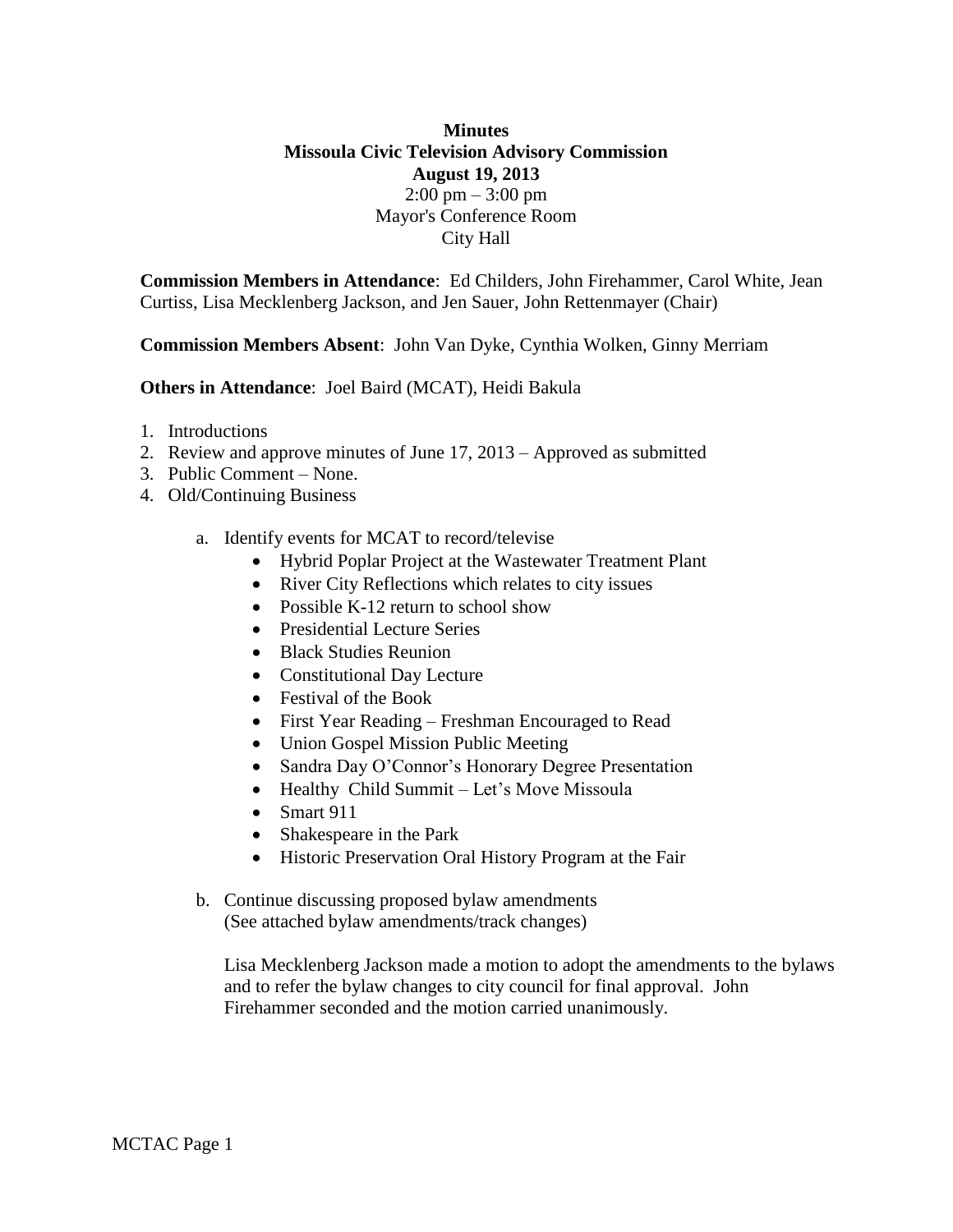**Minutes**
**Missoula Civic Television Advisory Commission**
**August 19, 2013**
2:00 pm – 3:00 pm
Mayor's Conference Room
City Hall

**Commission Members in Attendance**: Ed Childers, John Firehammer, Carol White, Jean Curtiss, Lisa Mecklenberg Jackson, and Jen Sauer, John Rettenmayer (Chair)

**Commission Members Absent**: John Van Dyke, Cynthia Wolken, Ginny Merriam

**Others in Attendance**: Joel Baird (MCAT), Heidi Bakula

1. Introductions
2. Review and approve minutes of June 17, 2013 – Approved as submitted
3. Public Comment – None.
4. Old/Continuing Business

   a. Identify events for MCAT to record/televise
      - Hybrid Poplar Project at the Wastewater Treatment Plant
      - River City Reflections which relates to city issues
      - Possible K-12 return to school show
      - Presidential Lecture Series
      - Black Studies Reunion
      - Constitutional Day Lecture
      - Festival of the Book
      - First Year Reading – Freshman Encouraged to Read
      - Union Gospel Mission Public Meeting
      - Sandra Day O'Connor's Honorary Degree Presentation
      - Healthy Child Summit – Let's Move Missoula
      - Smart 911
      - Shakespeare in the Park
      - Historic Preservation Oral History Program at the Fair

   b. Continue discussing proposed bylaw amendments
      (See attached bylaw amendments/track changes)

      Lisa Mecklenberg Jackson made a motion to adopt the amendments to the bylaws and to refer the bylaw changes to city council for final approval. John Firehammer seconded and the motion carried unanimously.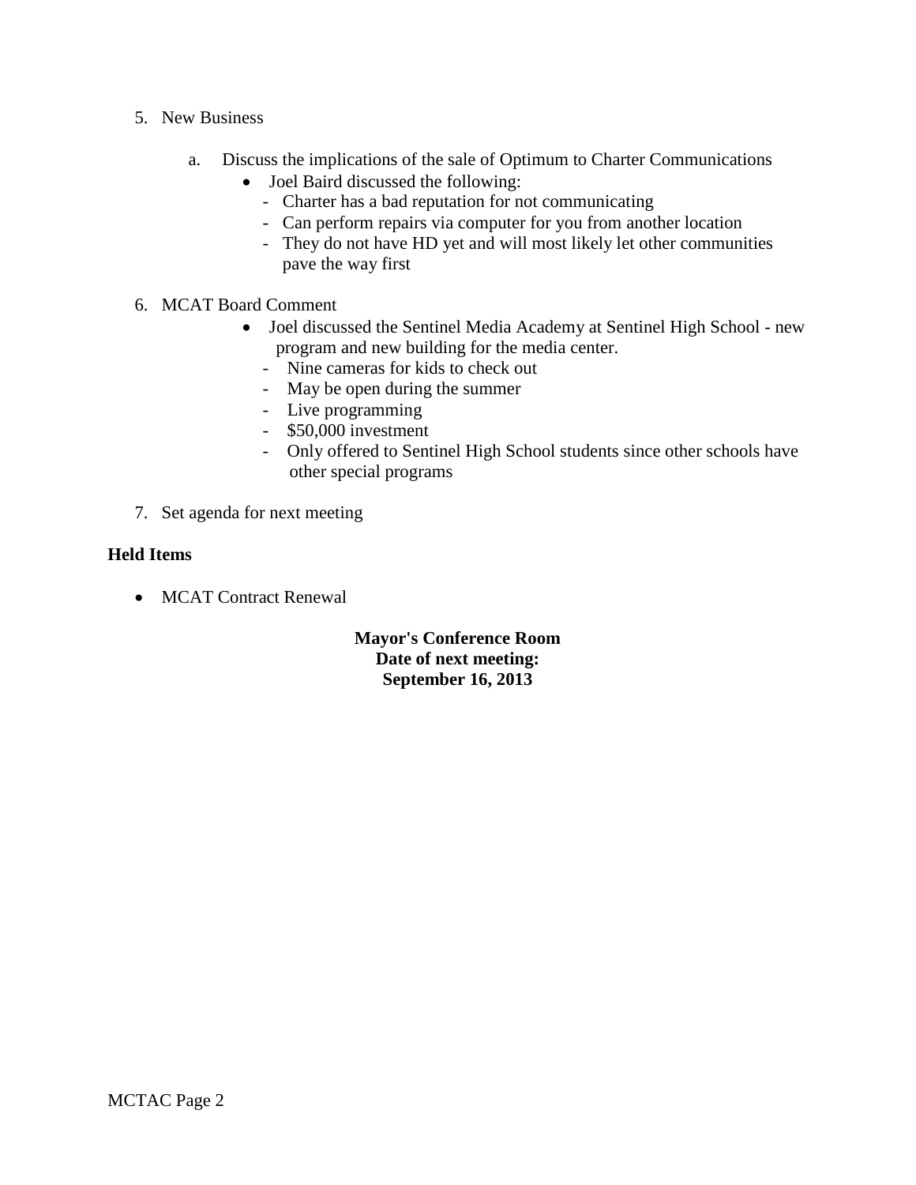5. New Business

    a. Discuss the implications of the sale of Optimum to Charter Communications
        - Joel Baird discussed the following:
            - Charter has a bad reputation for not communicating
            - Can perform repairs via computer for you from another location
            - They do not have HD yet and will most likely let other communities pave the way first

6. MCAT Board Comment
    - Joel discussed the Sentinel Media Academy at Sentinel High School - new program and new building for the media center.
        - Nine cameras for kids to check out
        - May be open during the summer
        - Live programming
        - $50,000 investment
        - Only offered to Sentinel High School students since other schools have other special programs

7. Set agenda for next meeting

**Held Items**

- MCAT Contract Renewal

**Mayor's Conference Room**
**Date of next meeting:**
**September 16, 2013**

MCTAC Page 2